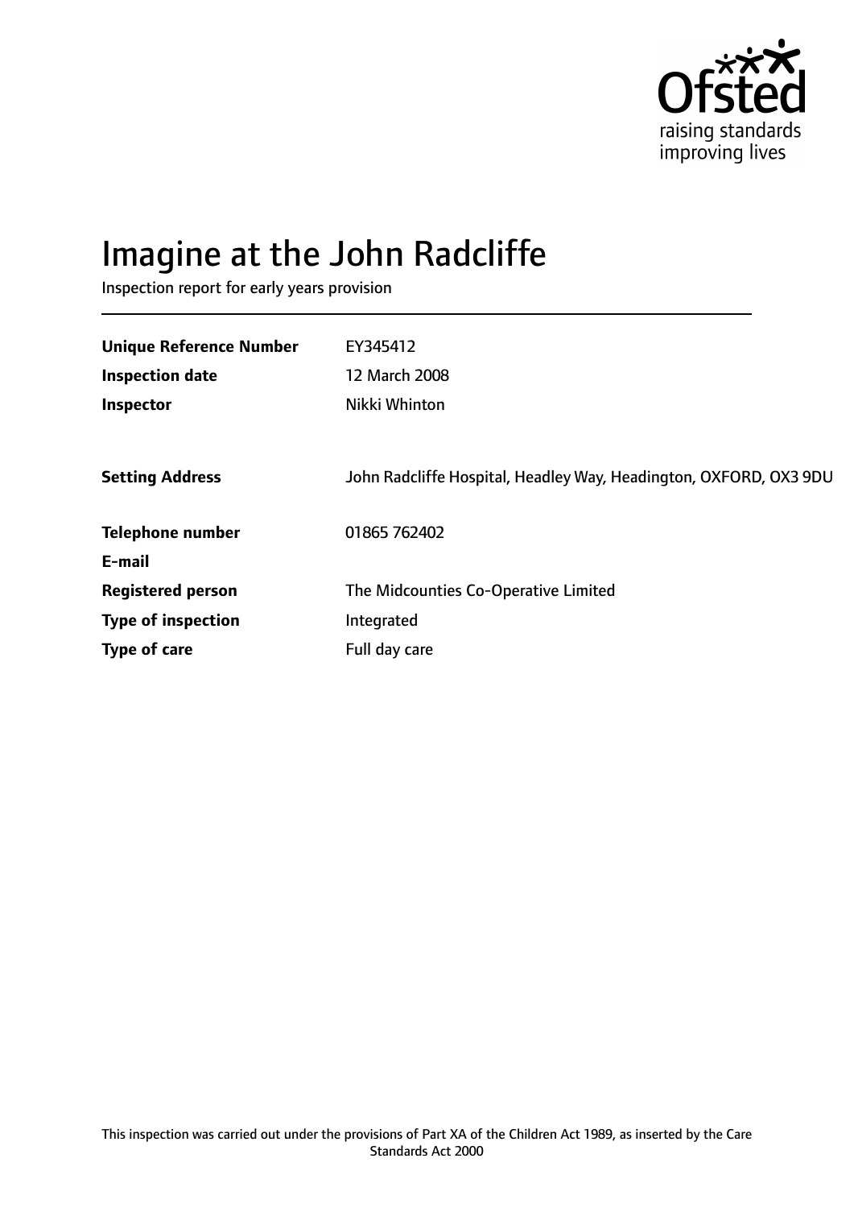# Imagine at the John Radcliffe

Inspection report for early years provision

| | |
|---|---|
| **Unique Reference Number** | EY345412 |
| **Inspection date** | 12 March 2008 |
| **Inspector** | Nikki Whinton |
| | |
| **Setting Address** | John Radcliffe Hospital, Headley Way, Headington, OXFORD, OX3 9DU |
| | |
| **Telephone number** | 01865 762402 |
| **E-mail** | |
| **Registered person** | The Midcounties Co-Operative Limited |
| **Type of inspection** | Integrated |
| **Type of care** | Full day care |

This inspection was carried out under the provisions of Part XA of the Children Act 1989, as inserted by the Care Standards Act 2000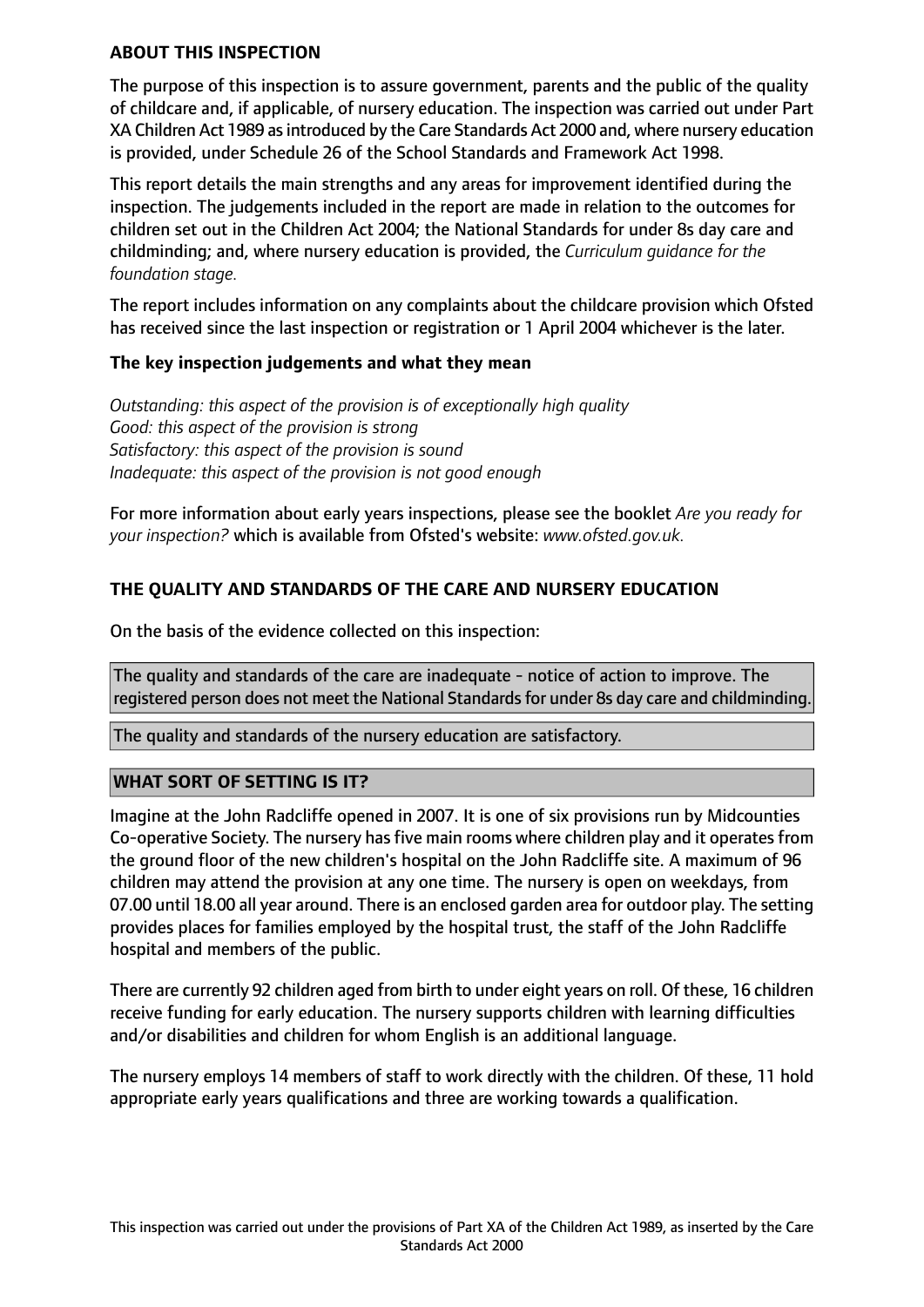**ABOUT THIS INSPECTION**

The purpose of this inspection is to assure government, parents and the public of the quality of childcare and, if applicable, of nursery education. The inspection was carried out under Part XA Children Act 1989 as introduced by the Care Standards Act 2000 and, where nursery education is provided, under Schedule 26 of the School Standards and Framework Act 1998.

This report details the main strengths and any areas for improvement identified during the inspection. The judgements included in the report are made in relation to the outcomes for children set out in the Children Act 2004; the National Standards for under 8s day care and childminding; and, where nursery education is provided, the *Curriculum guidance for the foundation stage.*

The report includes information on any complaints about the childcare provision which Ofsted has received since the last inspection or registration or 1 April 2004 whichever is the later.

**The key inspection judgements and what they mean**

*Outstanding: this aspect of the provision is of exceptionally high quality*
*Good: this aspect of the provision is strong*
*Satisfactory: this aspect of the provision is sound*
*Inadequate: this aspect of the provision is not good enough*

For more information about early years inspections, please see the booklet *Are you ready for your inspection?* which is available from Ofsted's website: *www.ofsted.gov.uk.*

**THE QUALITY AND STANDARDS OF THE CARE AND NURSERY EDUCATION**

On the basis of the evidence collected on this inspection:

The quality and standards of the care are inadequate - notice of action to improve. The registered person does not meet the National Standards for under 8s day care and childminding.

The quality and standards of the nursery education are satisfactory.

**WHAT SORT OF SETTING IS IT?**

Imagine at the John Radcliffe opened in 2007. It is one of six provisions run by Midcounties Co-operative Society. The nursery has five main rooms where children play and it operates from the ground floor of the new children's hospital on the John Radcliffe site. A maximum of 96 children may attend the provision at any one time. The nursery is open on weekdays, from 07.00 until 18.00 all year around. There is an enclosed garden area for outdoor play. The setting provides places for families employed by the hospital trust, the staff of the John Radcliffe hospital and members of the public.

There are currently 92 children aged from birth to under eight years on roll. Of these, 16 children receive funding for early education. The nursery supports children with learning difficulties and/or disabilities and children for whom English is an additional language.

The nursery employs 14 members of staff to work directly with the children. Of these, 11 hold appropriate early years qualifications and three are working towards a qualification.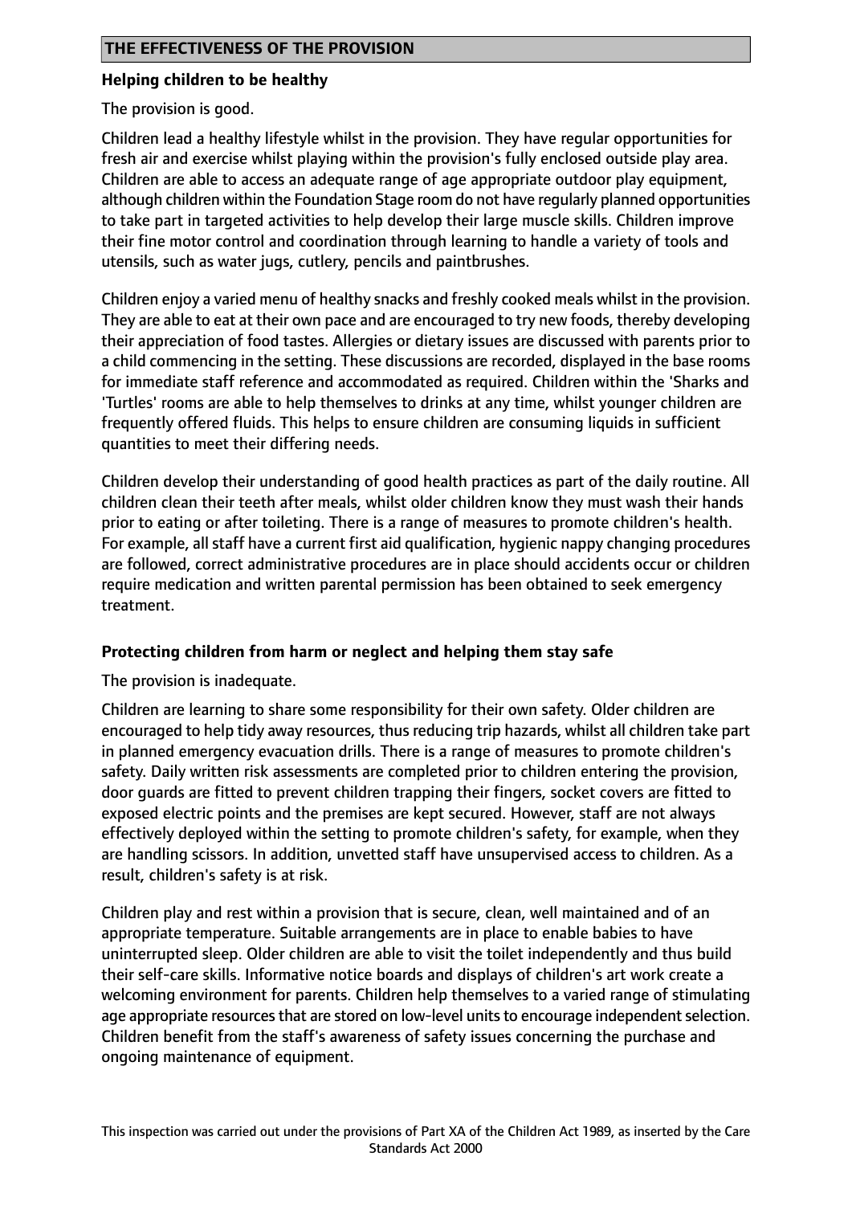## THE EFFECTIVENESS OF THE PROVISION

### Helping children to be healthy

The provision is good.

Children lead a healthy lifestyle whilst in the provision. They have regular opportunities for fresh air and exercise whilst playing within the provision's fully enclosed outside play area. Children are able to access an adequate range of age appropriate outdoor play equipment, although children within the Foundation Stage room do not have regularly planned opportunities to take part in targeted activities to help develop their large muscle skills. Children improve their fine motor control and coordination through learning to handle a variety of tools and utensils, such as water jugs, cutlery, pencils and paintbrushes.

Children enjoy a varied menu of healthy snacks and freshly cooked meals whilst in the provision. They are able to eat at their own pace and are encouraged to try new foods, thereby developing their appreciation of food tastes. Allergies or dietary issues are discussed with parents prior to a child commencing in the setting. These discussions are recorded, displayed in the base rooms for immediate staff reference and accommodated as required. Children within the 'Sharks and 'Turtles' rooms are able to help themselves to drinks at any time, whilst younger children are frequently offered fluids. This helps to ensure children are consuming liquids in sufficient quantities to meet their differing needs.

Children develop their understanding of good health practices as part of the daily routine. All children clean their teeth after meals, whilst older children know they must wash their hands prior to eating or after toileting. There is a range of measures to promote children's health. For example, all staff have a current first aid qualification, hygienic nappy changing procedures are followed, correct administrative procedures are in place should accidents occur or children require medication and written parental permission has been obtained to seek emergency treatment.

### Protecting children from harm or neglect and helping them stay safe

The provision is inadequate.

Children are learning to share some responsibility for their own safety. Older children are encouraged to help tidy away resources, thus reducing trip hazards, whilst all children take part in planned emergency evacuation drills. There is a range of measures to promote children's safety. Daily written risk assessments are completed prior to children entering the provision, door guards are fitted to prevent children trapping their fingers, socket covers are fitted to exposed electric points and the premises are kept secured. However, staff are not always effectively deployed within the setting to promote children's safety, for example, when they are handling scissors. In addition, unvetted staff have unsupervised access to children. As a result, children's safety is at risk.

Children play and rest within a provision that is secure, clean, well maintained and of an appropriate temperature. Suitable arrangements are in place to enable babies to have uninterrupted sleep. Older children are able to visit the toilet independently and thus build their self-care skills. Informative notice boards and displays of children's art work create a welcoming environment for parents. Children help themselves to a varied range of stimulating age appropriate resources that are stored on low-level units to encourage independent selection. Children benefit from the staff's awareness of safety issues concerning the purchase and ongoing maintenance of equipment.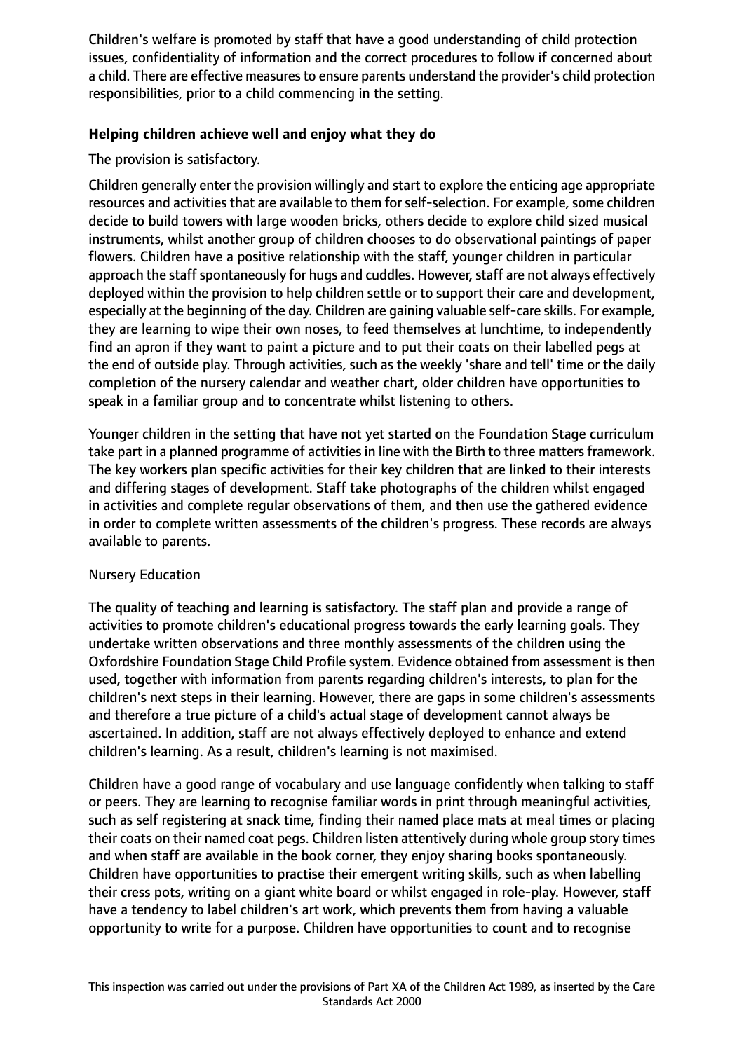Children's welfare is promoted by staff that have a good understanding of child protection issues, confidentiality of information and the correct procedures to follow if concerned about a child. There are effective measures to ensure parents understand the provider's child protection responsibilities, prior to a child commencing in the setting.

### Helping children achieve well and enjoy what they do

The provision is satisfactory.

Children generally enter the provision willingly and start to explore the enticing age appropriate resources and activities that are available to them for self-selection. For example, some children decide to build towers with large wooden bricks, others decide to explore child sized musical instruments, whilst another group of children chooses to do observational paintings of paper flowers. Children have a positive relationship with the staff, younger children in particular approach the staff spontaneously for hugs and cuddles. However, staff are not always effectively deployed within the provision to help children settle or to support their care and development, especially at the beginning of the day. Children are gaining valuable self-care skills. For example, they are learning to wipe their own noses, to feed themselves at lunchtime, to independently find an apron if they want to paint a picture and to put their coats on their labelled pegs at the end of outside play. Through activities, such as the weekly 'share and tell' time or the daily completion of the nursery calendar and weather chart, older children have opportunities to speak in a familiar group and to concentrate whilst listening to others.

Younger children in the setting that have not yet started on the Foundation Stage curriculum take part in a planned programme of activities in line with the Birth to three matters framework. The key workers plan specific activities for their key children that are linked to their interests and differing stages of development. Staff take photographs of the children whilst engaged in activities and complete regular observations of them, and then use the gathered evidence in order to complete written assessments of the children's progress. These records are always available to parents.

Nursery Education

The quality of teaching and learning is satisfactory. The staff plan and provide a range of activities to promote children's educational progress towards the early learning goals. They undertake written observations and three monthly assessments of the children using the Oxfordshire Foundation Stage Child Profile system. Evidence obtained from assessment is then used, together with information from parents regarding children's interests, to plan for the children's next steps in their learning. However, there are gaps in some children's assessments and therefore a true picture of a child's actual stage of development cannot always be ascertained. In addition, staff are not always effectively deployed to enhance and extend children's learning. As a result, children's learning is not maximised.

Children have a good range of vocabulary and use language confidently when talking to staff or peers. They are learning to recognise familiar words in print through meaningful activities, such as self registering at snack time, finding their named place mats at meal times or placing their coats on their named coat pegs. Children listen attentively during whole group story times and when staff are available in the book corner, they enjoy sharing books spontaneously. Children have opportunities to practise their emergent writing skills, such as when labelling their cress pots, writing on a giant white board or whilst engaged in role-play. However, staff have a tendency to label children's art work, which prevents them from having a valuable opportunity to write for a purpose. Children have opportunities to count and to recognise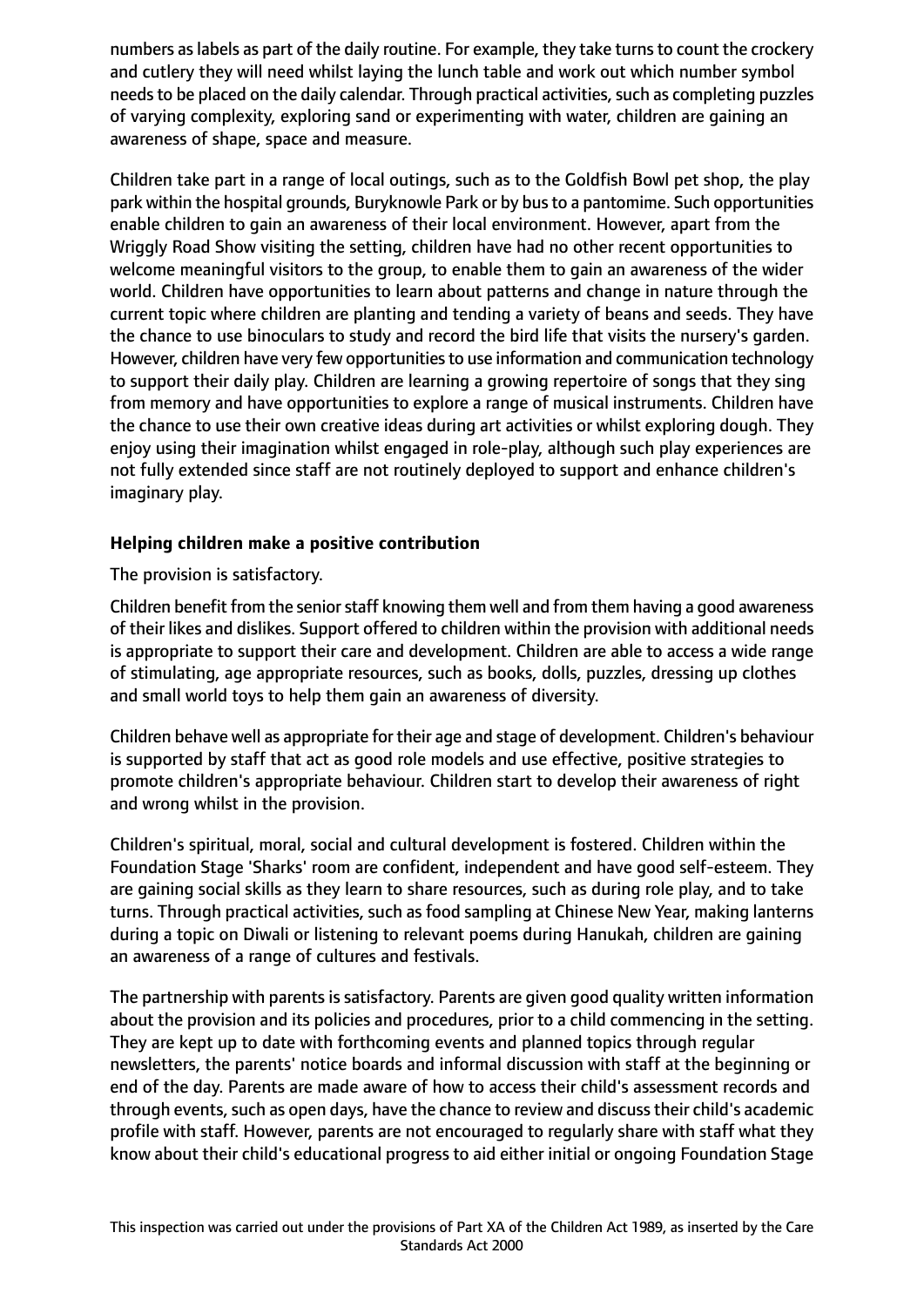numbers as labels as part of the daily routine. For example, they take turns to count the crockery and cutlery they will need whilst laying the lunch table and work out which number symbol needs to be placed on the daily calendar. Through practical activities, such as completing puzzles of varying complexity, exploring sand or experimenting with water, children are gaining an awareness of shape, space and measure.

Children take part in a range of local outings, such as to the Goldfish Bowl pet shop, the play park within the hospital grounds, Buryknowle Park or by bus to a pantomime. Such opportunities enable children to gain an awareness of their local environment. However, apart from the Wriggly Road Show visiting the setting, children have had no other recent opportunities to welcome meaningful visitors to the group, to enable them to gain an awareness of the wider world. Children have opportunities to learn about patterns and change in nature through the current topic where children are planting and tending a variety of beans and seeds. They have the chance to use binoculars to study and record the bird life that visits the nursery's garden. However, children have very few opportunities to use information and communication technology to support their daily play. Children are learning a growing repertoire of songs that they sing from memory and have opportunities to explore a range of musical instruments. Children have the chance to use their own creative ideas during art activities or whilst exploring dough. They enjoy using their imagination whilst engaged in role-play, although such play experiences are not fully extended since staff are not routinely deployed to support and enhance children's imaginary play.

**Helping children make a positive contribution**

The provision is satisfactory.

Children benefit from the senior staff knowing them well and from them having a good awareness of their likes and dislikes. Support offered to children within the provision with additional needs is appropriate to support their care and development. Children are able to access a wide range of stimulating, age appropriate resources, such as books, dolls, puzzles, dressing up clothes and small world toys to help them gain an awareness of diversity.

Children behave well as appropriate for their age and stage of development. Children's behaviour is supported by staff that act as good role models and use effective, positive strategies to promote children's appropriate behaviour. Children start to develop their awareness of right and wrong whilst in the provision.

Children's spiritual, moral, social and cultural development is fostered. Children within the Foundation Stage 'Sharks' room are confident, independent and have good self-esteem. They are gaining social skills as they learn to share resources, such as during role play, and to take turns. Through practical activities, such as food sampling at Chinese New Year, making lanterns during a topic on Diwali or listening to relevant poems during Hanukah, children are gaining an awareness of a range of cultures and festivals.

The partnership with parents is satisfactory. Parents are given good quality written information about the provision and its policies and procedures, prior to a child commencing in the setting. They are kept up to date with forthcoming events and planned topics through regular newsletters, the parents' notice boards and informal discussion with staff at the beginning or end of the day. Parents are made aware of how to access their child's assessment records and through events, such as open days, have the chance to review and discuss their child's academic profile with staff. However, parents are not encouraged to regularly share with staff what they know about their child's educational progress to aid either initial or ongoing Foundation Stage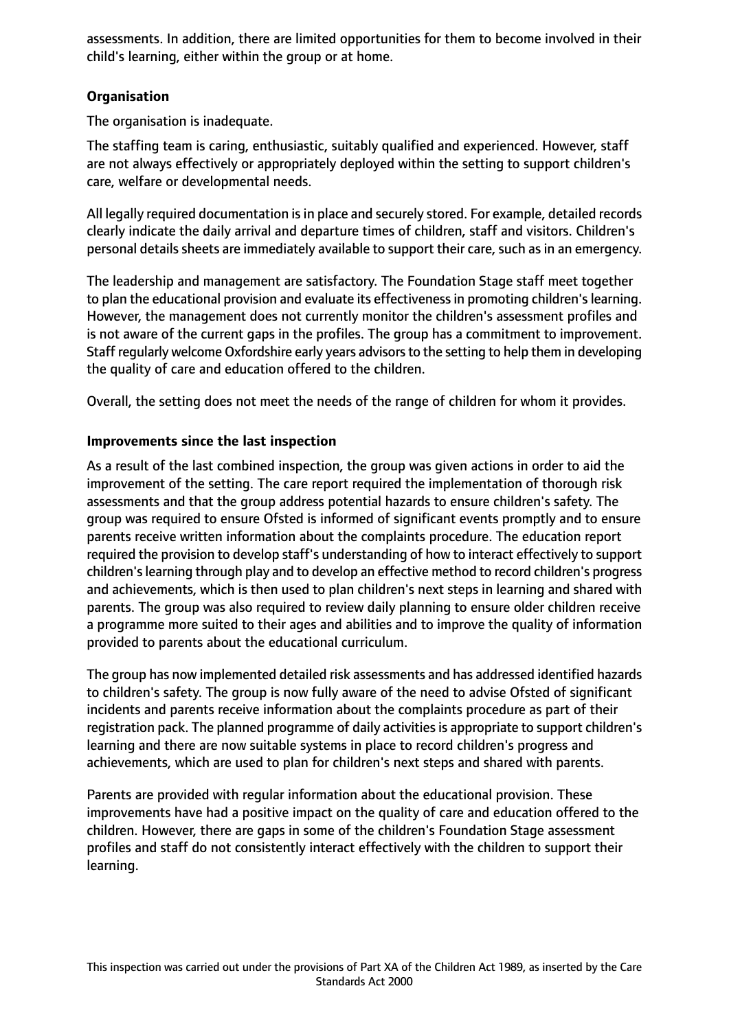assessments. In addition, there are limited opportunities for them to become involved in their child's learning, either within the group or at home.

**Organisation**

The organisation is inadequate.

The staffing team is caring, enthusiastic, suitably qualified and experienced. However, staff are not always effectively or appropriately deployed within the setting to support children's care, welfare or developmental needs.

All legally required documentation is in place and securely stored. For example, detailed records clearly indicate the daily arrival and departure times of children, staff and visitors. Children's personal details sheets are immediately available to support their care, such as in an emergency.

The leadership and management are satisfactory. The Foundation Stage staff meet together to plan the educational provision and evaluate its effectiveness in promoting children's learning. However, the management does not currently monitor the children's assessment profiles and is not aware of the current gaps in the profiles. The group has a commitment to improvement. Staff regularly welcome Oxfordshire early years advisors to the setting to help them in developing the quality of care and education offered to the children.

Overall, the setting does not meet the needs of the range of children for whom it provides.

**Improvements since the last inspection**

As a result of the last combined inspection, the group was given actions in order to aid the improvement of the setting. The care report required the implementation of thorough risk assessments and that the group address potential hazards to ensure children's safety. The group was required to ensure Ofsted is informed of significant events promptly and to ensure parents receive written information about the complaints procedure. The education report required the provision to develop staff's understanding of how to interact effectively to support children's learning through play and to develop an effective method to record children's progress and achievements, which is then used to plan children's next steps in learning and shared with parents. The group was also required to review daily planning to ensure older children receive a programme more suited to their ages and abilities and to improve the quality of information provided to parents about the educational curriculum.

The group has now implemented detailed risk assessments and has addressed identified hazards to children's safety. The group is now fully aware of the need to advise Ofsted of significant incidents and parents receive information about the complaints procedure as part of their registration pack. The planned programme of daily activities is appropriate to support children's learning and there are now suitable systems in place to record children's progress and achievements, which are used to plan for children's next steps and shared with parents.

Parents are provided with regular information about the educational provision. These improvements have had a positive impact on the quality of care and education offered to the children. However, there are gaps in some of the children's Foundation Stage assessment profiles and staff do not consistently interact effectively with the children to support their learning.

This inspection was carried out under the provisions of Part XA of the Children Act 1989, as inserted by the Care Standards Act 2000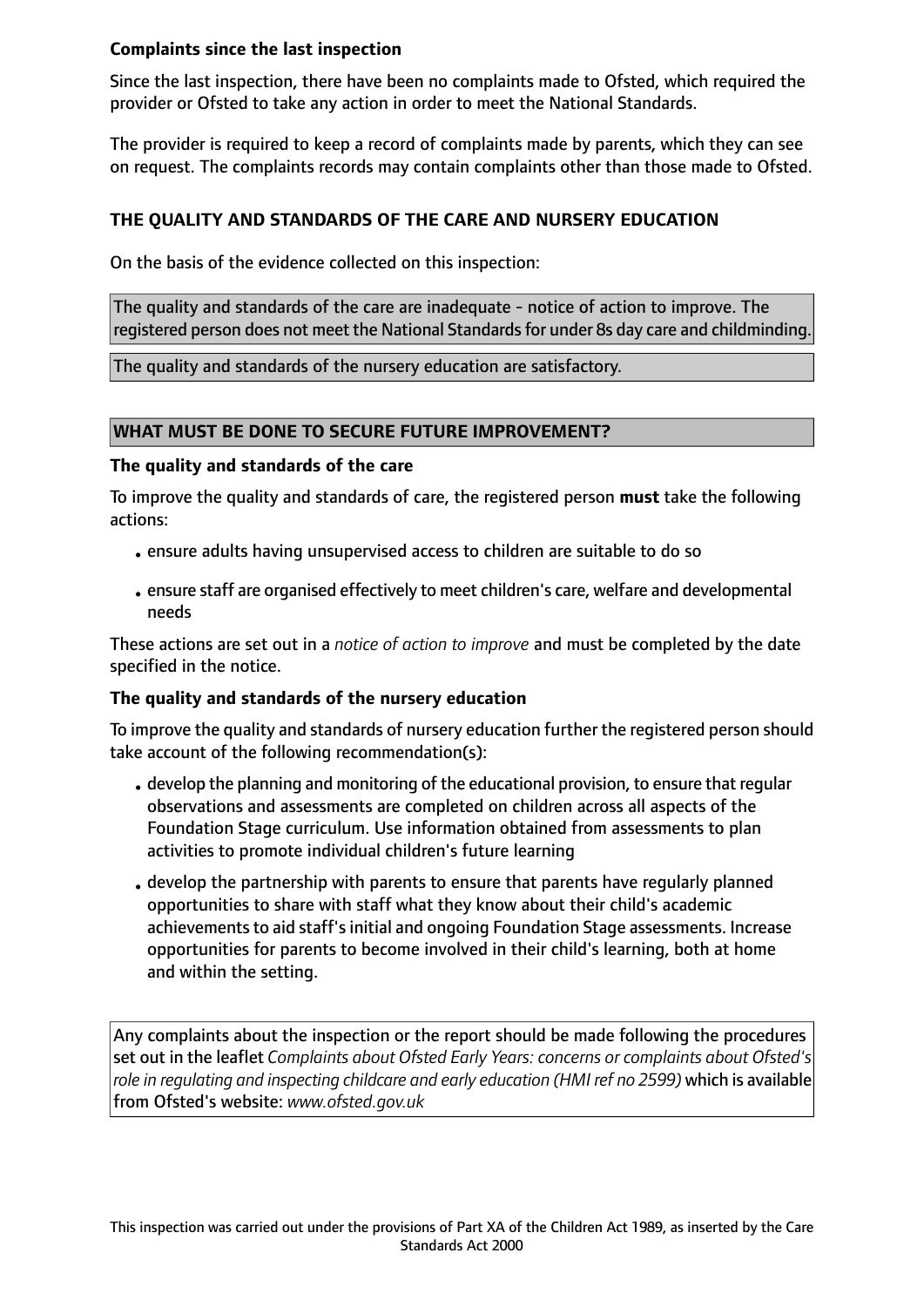**Complaints since the last inspection**

Since the last inspection, there have been no complaints made to Ofsted, which required the provider or Ofsted to take any action in order to meet the National Standards.

The provider is required to keep a record of complaints made by parents, which they can see on request. The complaints records may contain complaints other than those made to Ofsted.

## THE QUALITY AND STANDARDS OF THE CARE AND NURSERY EDUCATION

On the basis of the evidence collected on this inspection:

The quality and standards of the care are inadequate - notice of action to improve. The registered person does not meet the National Standards for under 8s day care and childminding.

The quality and standards of the nursery education are satisfactory.

## WHAT MUST BE DONE TO SECURE FUTURE IMPROVEMENT?

**The quality and standards of the care**

To improve the quality and standards of care, the registered person **must** take the following actions:

- ensure adults having unsupervised access to children are suitable to do so
- ensure staff are organised effectively to meet children's care, welfare and developmental needs

These actions are set out in a *notice of action to improve* and must be completed by the date specified in the notice.

**The quality and standards of the nursery education**

To improve the quality and standards of nursery education further the registered person should take account of the following recommendation(s):

- develop the planning and monitoring of the educational provision, to ensure that regular observations and assessments are completed on children across all aspects of the Foundation Stage curriculum. Use information obtained from assessments to plan activities to promote individual children's future learning
- develop the partnership with parents to ensure that parents have regularly planned opportunities to share with staff what they know about their child's academic achievements to aid staff's initial and ongoing Foundation Stage assessments. Increase opportunities for parents to become involved in their child's learning, both at home and within the setting.

Any complaints about the inspection or the report should be made following the procedures set out in the leaflet *Complaints about Ofsted Early Years: concerns or complaints about Ofsted's role in regulating and inspecting childcare and early education (HMI ref no 2599)* which is available from Ofsted's website: *www.ofsted.gov.uk*

This inspection was carried out under the provisions of Part XA of the Children Act 1989, as inserted by the Care Standards Act 2000